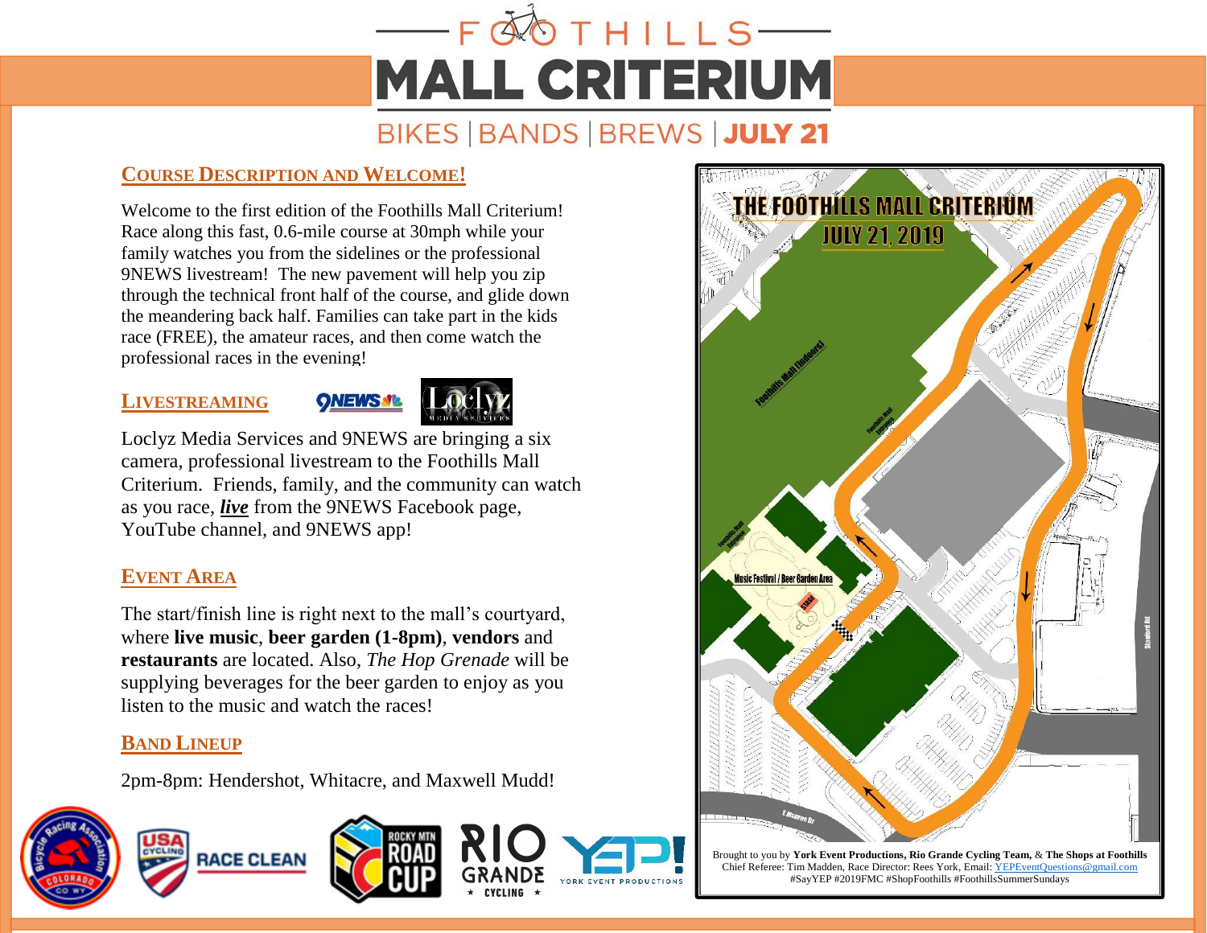# FOOTHILLS MALL CRITERIUM

BIKES | BANDS | BREWS | **JULY 21**

## Course Description and Welcome!

Welcome to the first edition of the Foothills Mall Criterium! Race along this fast, 0.6-mile course at 30mph while your family watches you from the sidelines or the professional 9NEWS livestream! The new pavement will help you zip through the technical front half of the course, and glide down the meandering back half. Families can take part in the kids race (FREE), the amateur races, and then come watch the professional races in the evening!

## Livestreaming

Loclyz Media Services and 9NEWS are bringing a six camera, professional livestream to the Foothills Mall Criterium. Friends, family, and the community can watch as you race, ***live*** from the 9NEWS Facebook page, YouTube channel, and 9NEWS app!

## Event Area

The start/finish line is right next to the mall's courtyard, where **live music**, **beer garden (1-8pm)**, **vendors** and **restaurants** are located. Also, *The Hop Grenade* will be supplying beverages for the beer garden to enjoy as you listen to the music and watch the races!

## Band Lineup

2pm-8pm: Hendershot, Whitacre, and Maxwell Mudd!

**THE FOOTHILLS MALL CRITERIUM**
**JULY 21, 2019**

Brought to you by **York Event Productions, Rio Grande Cycling Team,** & **The Shops at Foothills**
Chief Referee: Tim Madden, Race Director: Rees York, Email: YEPEventQuestions@gmail.com
#SayYEP #2019FMC #ShopFoothills #FoothillsSummerSundays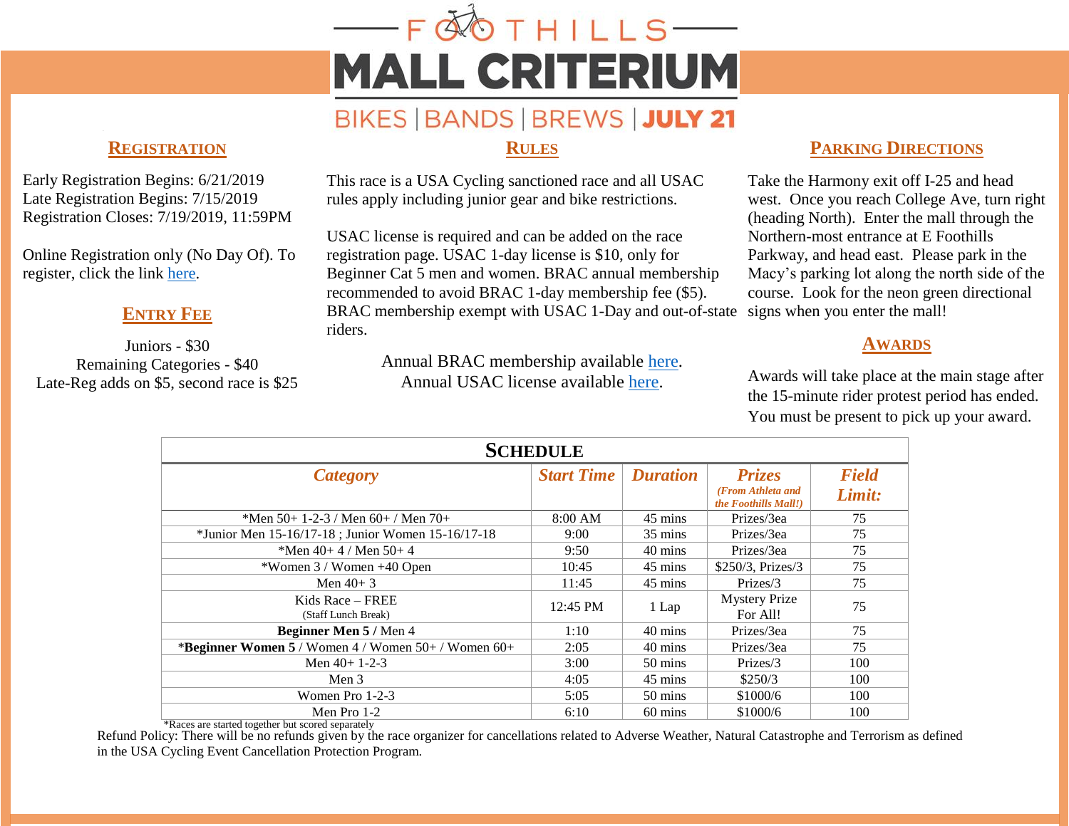# FOOTHILLS MALL CRITERIUM

BIKES | BANDS | BREWS | **JULY 21**

## REGISTRATION

Early Registration Begins: 6/21/2019
Late Registration Begins: 7/15/2019
Registration Closes: 7/19/2019, 11:59PM

Online Registration only (No Day Of). To register, click the link here.

## ENTRY FEE

Juniors - $30
Remaining Categories - $40
Late-Reg adds on $5, second race is $25

## RULES

This race is a USA Cycling sanctioned race and all USAC rules apply including junior gear and bike restrictions.

USAC license is required and can be added on the race registration page. USAC 1-day license is $10, only for Beginner Cat 5 men and women. BRAC annual membership recommended to avoid BRAC 1-day membership fee ($5). BRAC membership exempt with USAC 1-Day and out-of-state riders.

Annual BRAC membership available here.
Annual USAC license available here.

## PARKING DIRECTIONS

Take the Harmony exit off I-25 and head west. Once you reach College Ave, turn right (heading North). Enter the mall through the Northern-most entrance at E Foothills Parkway, and head east. Please park in the Macy's parking lot along the north side of the course. Look for the neon green directional signs when you enter the mall!

## AWARDS

Awards will take place at the main stage after the 15-minute rider protest period has ended. You must be present to pick up your award.

## SCHEDULE

| *Category* | *Start Time* | *Duration* | *Prizes* *(From Athleta and the Foothills Mall!)* | *Field Limit:* |
|---|---|---|---|---|
| *Men 50+ 1-2-3 / Men 60+ / Men 70+ | 8:00 AM | 45 mins | Prizes/3ea | 75 |
| *Junior Men 15-16/17-18 ; Junior Women 15-16/17-18 | 9:00 | 35 mins | Prizes/3ea | 75 |
| *Men 40+ 4 / Men 50+ 4 | 9:50 | 40 mins | Prizes/3ea | 75 |
| *Women 3 / Women +40 Open | 10:45 | 45 mins | $250/3, Prizes/3 | 75 |
| Men 40+ 3 | 11:45 | 45 mins | Prizes/3 | 75 |
| Kids Race – FREE (Staff Lunch Break) | 12:45 PM | 1 Lap | Mystery Prize For All! | 75 |
| **Beginner Men 5 /** Men 4 | 1:10 | 40 mins | Prizes/3ea | 75 |
| ***Beginner Women 5** / Women 4 / Women 50+ / Women 60+ | 2:05 | 40 mins | Prizes/3ea | 75 |
| Men 40+ 1-2-3 | 3:00 | 50 mins | Prizes/3 | 100 |
| Men 3 | 4:05 | 45 mins | $250/3 | 100 |
| Women Pro 1-2-3 | 5:05 | 50 mins | $1000/6 | 100 |
| Men Pro 1-2 | 6:10 | 60 mins | $1000/6 | 100 |

*Races are started together but scored separately

Refund Policy: There will be no refunds given by the race organizer for cancellations related to Adverse Weather, Natural Catastrophe and Terrorism as defined in the USA Cycling Event Cancellation Protection Program.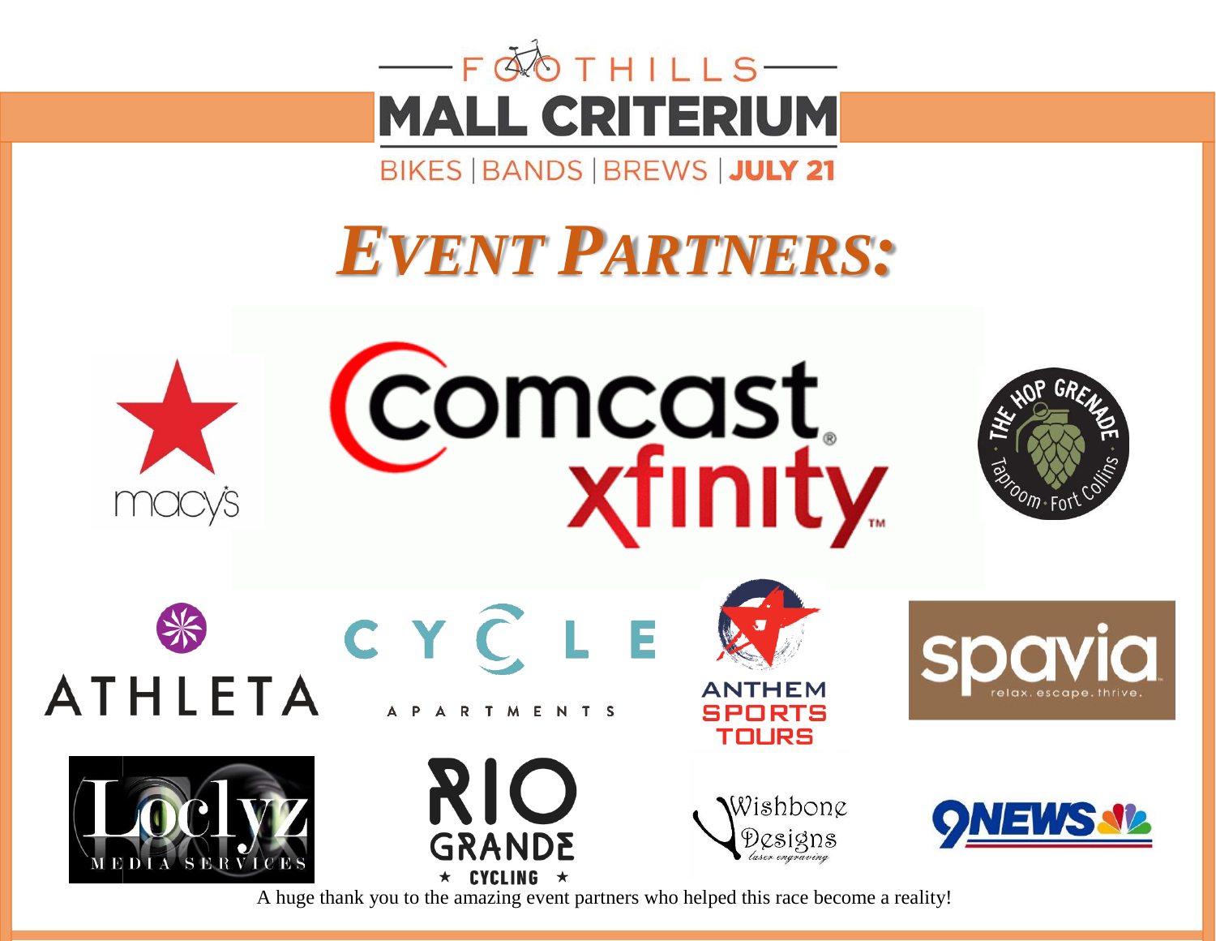FOOTHILLS

# MALL CRITERIUM

BIKES | BANDS | BREWS | **JULY 21**

## *EVENT PARTNERS:*

macy's

comcast xfinity

THE HOP GRENADE Taproom · Fort Collins

ATHLETA

CYCLE APARTMENTS

ANTHEM SPORTS TOURS

spavia relax. escape. thrive.

Loclyz MEDIA SERVICES

RIO GRANDE ★ CYCLING ★

Wishbone Designs laser engraving

9NEWS

A huge thank you to the amazing event partners who helped this race become a reality!